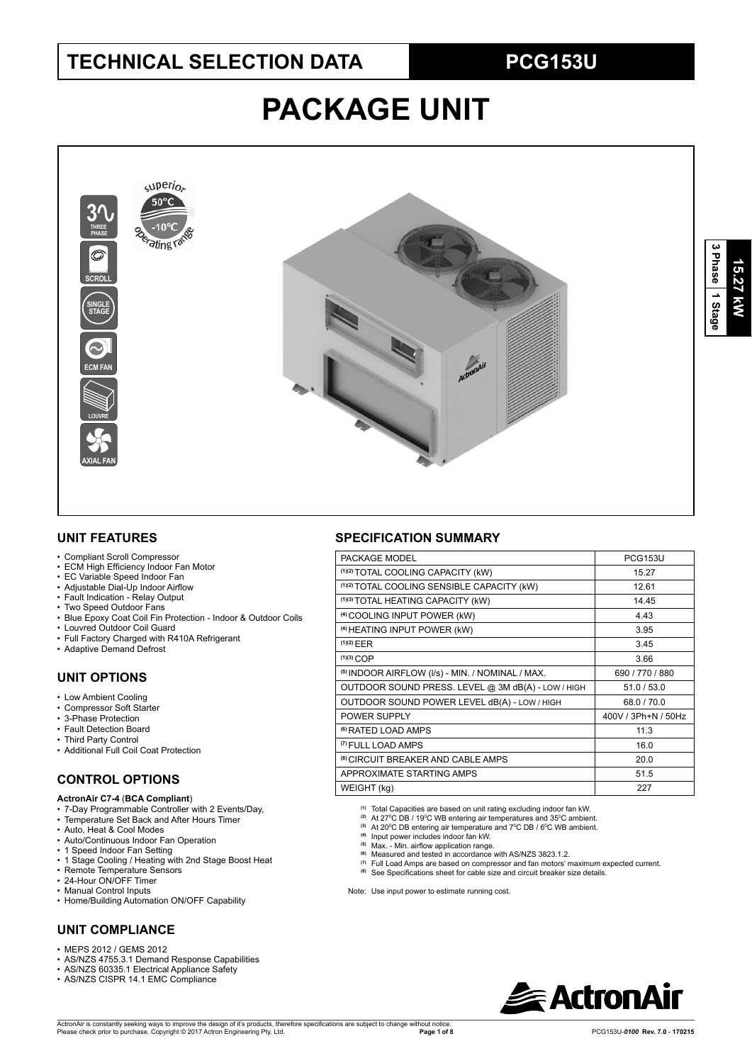# TECHNICAL SELECTION DATA

## PCG153U

# PACKAGE UNIT

15.27 kW | 3 Phase | 1 Stage

## UNIT FEATURES

- Compliant Scroll Compressor
- ECM High Efficiency Indoor Fan Motor
- EC Variable Speed Indoor Fan
- Adjustable Dial-Up Indoor Airflow
- Fault Indication - Relay Output
- Two Speed Outdoor Fans
- Blue Epoxy Coat Coil Fin Protection - Indoor & Outdoor Coils
- Louvred Outdoor Coil Guard
- Full Factory Charged with R410A Refrigerant
- Adaptive Demand Defrost

## UNIT OPTIONS

- Low Ambient Cooling
- Compressor Soft Starter
- 3-Phase Protection
- Fault Detection Board
- Third Party Control
- Additional Full Coil Coat Protection

## CONTROL OPTIONS

**ActronAir C7-4** (**BCA Compliant**)

- 7-Day Programmable Controller with 2 Events/Day,
- Temperature Set Back and After Hours Timer
- Auto, Heat & Cool Modes
- Auto/Continuous Indoor Fan Operation
- 1 Speed Indoor Fan Setting
- 1 Stage Cooling / Heating with 2nd Stage Boost Heat
- Remote Temperature Sensors
- 24-Hour ON/OFF Timer
- Manual Control Inputs
- Home/Building Automation ON/OFF Capability

## UNIT COMPLIANCE

- MEPS 2012 / GEMS 2012
- AS/NZS 4755.3.1 Demand Response Capabilities
- AS/NZS 60335.1 Electrical Appliance Safety
- AS/NZS CISPR 14.1 EMC Compliance

## SPECIFICATION SUMMARY

| PACKAGE MODEL | PCG153U |
|---|---|
| [1][2] TOTAL COOLING CAPACITY (kW) | 15.27 |
| [1][2] TOTAL COOLING SENSIBLE CAPACITY (kW) | 12.61 |
| [1][3] TOTAL HEATING CAPACITY (kW) | 14.45 |
| [4] COOLING INPUT POWER (kW) | 4.43 |
| [4] HEATING INPUT POWER (kW) | 3.95 |
| [1][2] EER | 3.45 |
| [1][3] COP | 3.66 |
| [5] INDOOR AIRFLOW (l/s) - MIN. / NOMINAL / MAX. | 690 / 770 / 880 |
| OUTDOOR SOUND PRESS. LEVEL @ 3M dB(A) - LOW / HIGH | 51.0 / 53.0 |
| OUTDOOR SOUND POWER LEVEL dB(A) - LOW / HIGH | 68.0 / 70.0 |
| POWER SUPPLY | 400V / 3Ph+N / 50Hz |
| [6] RATED LOAD AMPS | 11.3 |
| [7] FULL LOAD AMPS | 16.0 |
| [8] CIRCUIT BREAKER AND CABLE AMPS | 20.0 |
| APPROXIMATE STARTING AMPS | 51.5 |
| WEIGHT (kg) | 227 |

[1] Total Capacities are based on unit rating excluding indoor fan kW.
[2] At 27°C DB / 19°C WB entering air temperatures and 35°C ambient.
[3] At 20°C DB entering air temperature and 7°C DB / 6°C WB ambient.
[4] Input power includes indoor fan kW.
[5] Max. - Min. airflow application range.
[6] Measured and tested in accordance with AS/NZS 3823.1.2.
[7] Full Load Amps are based on compressor and fan motors' maximum expected current.
[8] See Specifications sheet for cable size and circuit breaker size details.

Note: Use input power to estimate running cost.

ActronAir is constantly seeking ways to improve the design of it's products, therefore specifications are subject to change without notice.
Please check prior to purchase. Copyright © 2017 Actron Engineering Pty. Ltd.

PCG153U-*0100* Rev. 7.0 - 170215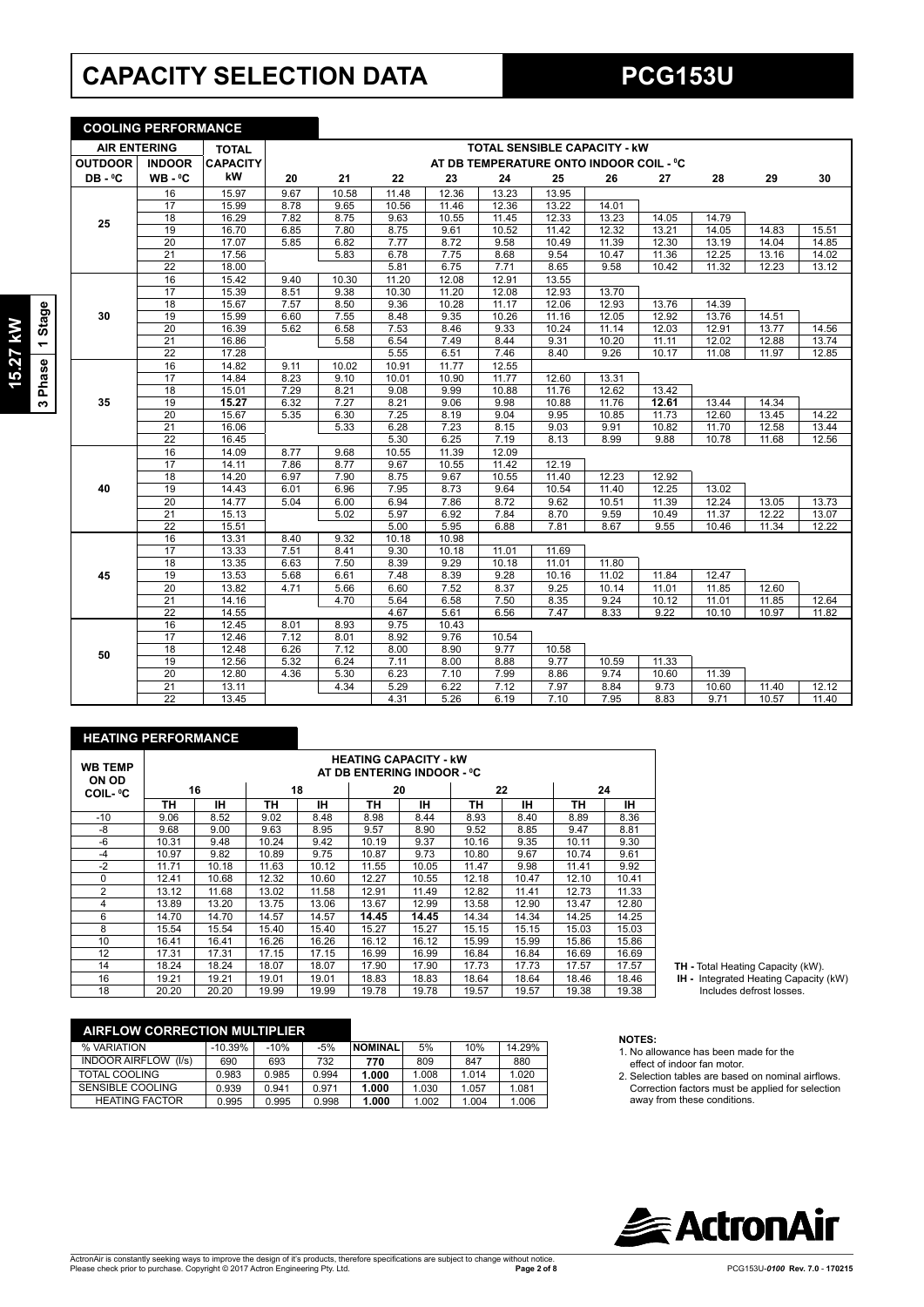# CAPACITY SELECTION DATA

# PCG153U

**15.27 kW | 3 Phase | 1 Stage**

## COOLING PERFORMANCE

| AIR ENTERING | | TOTAL | TOTAL SENSIBLE CAPACITY - kW | | | | | | | | | | |
|---|---|---|---|---|---|---|---|---|---|---|---|---|---|
| OUTDOOR | INDOOR | CAPACITY | AT DB TEMPERATURE ONTO INDOOR COIL - °C | | | | | | | | | | |
| DB - °C | WB - °C | kW | 20 | 21 | 22 | 23 | 24 | 25 | 26 | 27 | 28 | 29 | 30 |
| 25 | 16 | 15.97 | 9.67 | 10.58 | 11.48 | 12.36 | 13.23 | 13.95 | | | | | |
| | 17 | 15.99 | 8.78 | 9.65 | 10.56 | 11.46 | 12.36 | 13.22 | 14.01 | | | | |
| | 18 | 16.29 | 7.82 | 8.75 | 9.63 | 10.55 | 11.45 | 12.33 | 13.23 | 14.05 | 14.79 | | |
| | 19 | 16.70 | 6.85 | 7.80 | 8.75 | 9.61 | 10.52 | 11.42 | 12.32 | 13.21 | 14.05 | 14.83 | 15.51 |
| | 20 | 17.07 | 5.85 | 6.82 | 7.77 | 8.72 | 9.58 | 10.49 | 11.39 | 12.30 | 13.19 | 14.04 | 14.85 |
| | 21 | 17.56 | | 5.83 | 6.78 | 7.75 | 8.68 | 9.54 | 10.47 | 11.36 | 12.25 | 13.16 | 14.02 |
| | 22 | 18.00 | | | 5.81 | 6.75 | 7.71 | 8.65 | 9.58 | 10.42 | 11.32 | 12.23 | 13.12 |
| 30 | 16 | 15.42 | 9.40 | 10.30 | 11.20 | 12.08 | 12.91 | 13.55 | | | | | |
| | 17 | 15.39 | 8.51 | 9.38 | 10.30 | 11.20 | 12.08 | 12.93 | 13.70 | | | | |
| | 18 | 15.67 | 7.57 | 8.50 | 9.36 | 10.28 | 11.17 | 12.06 | 12.93 | 13.76 | 14.39 | | |
| | 19 | 15.99 | 6.60 | 7.55 | 8.48 | 9.35 | 10.26 | 11.16 | 12.05 | 12.92 | 13.76 | 14.51 | |
| | 20 | 16.39 | 5.62 | 6.58 | 7.53 | 8.46 | 9.33 | 10.24 | 11.14 | 12.03 | 12.91 | 13.77 | 14.56 |
| | 21 | 16.86 | | 5.58 | 6.54 | 7.49 | 8.44 | 9.31 | 10.20 | 11.11 | 12.02 | 12.88 | 13.74 |
| | 22 | 17.28 | | | 5.55 | 6.51 | 7.46 | 8.40 | 9.26 | 10.17 | 11.08 | 11.97 | 12.85 |
| 35 | 16 | 14.82 | 9.11 | 10.02 | 10.91 | 11.77 | 12.55 | | | | | | |
| | 17 | 14.84 | 8.23 | 9.10 | 10.01 | 10.90 | 11.77 | 12.60 | 13.31 | | | | |
| | 18 | 15.01 | 7.29 | 8.21 | 9.08 | 9.99 | 10.88 | 11.76 | 12.62 | 13.42 | | | |
| | 19 | **15.27** | 6.32 | 7.27 | 8.21 | 9.06 | 9.98 | 10.88 | 11.76 | **12.61** | 13.44 | 14.34 | |
| | 20 | 15.67 | 5.35 | 6.30 | 7.25 | 8.19 | 9.04 | 9.95 | 10.85 | 11.73 | 12.60 | 13.45 | 14.22 |
| | 21 | 16.06 | | 5.33 | 6.28 | 7.23 | 8.15 | 9.03 | 9.91 | 10.82 | 11.70 | 12.58 | 13.44 |
| | 22 | 16.45 | | | 5.30 | 6.25 | 7.19 | 8.13 | 8.99 | 9.88 | 10.78 | 11.68 | 12.56 |
| 40 | 16 | 14.09 | 8.77 | 9.68 | 10.55 | 11.39 | 12.09 | | | | | | |
| | 17 | 14.11 | 7.86 | 8.77 | 9.67 | 10.55 | 11.42 | 12.19 | | | | | |
| | 18 | 14.20 | 6.97 | 7.90 | 8.75 | 9.67 | 10.55 | 11.40 | 12.23 | 12.92 | | | |
| | 19 | 14.43 | 6.01 | 6.96 | 7.95 | 8.73 | 9.64 | 10.54 | 11.40 | 12.25 | 13.02 | | |
| | 20 | 14.77 | 5.04 | 6.00 | 6.94 | 7.86 | 8.72 | 9.62 | 10.51 | 11.39 | 12.24 | 13.05 | 13.73 |
| | 21 | 15.13 | | 5.02 | 5.97 | 6.92 | 7.84 | 8.70 | 9.59 | 10.49 | 11.37 | 12.22 | 13.07 |
| | 22 | 15.51 | | | 5.00 | 5.95 | 6.88 | 7.81 | 8.67 | 9.55 | 10.46 | 11.34 | 12.22 |
| 45 | 16 | 13.31 | 8.40 | 9.32 | 10.18 | 10.98 | | | | | | | |
| | 17 | 13.33 | 7.51 | 8.41 | 9.30 | 10.18 | 11.01 | 11.69 | | | | | |
| | 18 | 13.35 | 6.63 | 7.50 | 8.39 | 9.29 | 10.18 | 11.01 | 11.80 | | | | |
| | 19 | 13.53 | 5.68 | 6.61 | 7.48 | 8.39 | 9.28 | 10.16 | 11.02 | 11.84 | 12.47 | | |
| | 20 | 13.82 | 4.71 | 5.66 | 6.60 | 7.52 | 8.37 | 9.25 | 10.14 | 11.01 | 11.85 | 12.60 | |
| | 21 | 14.16 | | 4.70 | 5.64 | 6.58 | 7.50 | 8.35 | 9.24 | 10.12 | 11.01 | 11.85 | 12.64 |
| | 22 | 14.55 | | | 4.67 | 5.61 | 6.56 | 7.47 | 8.33 | 9.22 | 10.10 | 10.97 | 11.82 |
| 50 | 16 | 12.45 | 8.01 | 8.93 | 9.75 | 10.43 | | | | | | | |
| | 17 | 12.46 | 7.12 | 8.01 | 8.92 | 9.76 | 10.54 | | | | | | |
| | 18 | 12.48 | 6.26 | 7.12 | 8.00 | 8.90 | 9.77 | 10.58 | | | | | |
| | 19 | 12.56 | 5.32 | 6.24 | 7.11 | 8.00 | 8.88 | 9.77 | 10.59 | 11.33 | | | |
| | 20 | 12.80 | 4.36 | 5.30 | 6.23 | 7.10 | 7.99 | 8.86 | 9.74 | 10.60 | 11.39 | | |
| | 21 | 13.11 | | 4.34 | 5.29 | 6.22 | 7.12 | 7.97 | 8.84 | 9.73 | 10.60 | 11.40 | 12.12 |
| | 22 | 13.45 | | | 4.31 | 5.26 | 6.19 | 7.10 | 7.95 | 8.83 | 9.71 | 10.57 | 11.40 |

## HEATING PERFORMANCE

| WB TEMP ON OD COIL- °C | HEATING CAPACITY - kW AT DB ENTERING INDOOR - °C | | | | | | | | | |
|---|---|---|---|---|---|---|---|---|---|---|
| | 16 | | 18 | | 20 | | 22 | | 24 | |
| | TH | IH | TH | IH | TH | IH | TH | IH | TH | IH |
| -10 | 9.06 | 8.52 | 9.02 | 8.48 | 8.98 | 8.44 | 8.93 | 8.40 | 8.89 | 8.36 |
| -8 | 9.68 | 9.00 | 9.63 | 8.95 | 9.57 | 8.90 | 9.52 | 8.85 | 9.47 | 8.81 |
| -6 | 10.31 | 9.48 | 10.24 | 9.42 | 10.19 | 9.37 | 10.16 | 9.35 | 10.11 | 9.30 |
| -4 | 10.97 | 9.82 | 10.89 | 9.75 | 10.87 | 9.73 | 10.80 | 9.67 | 10.74 | 9.61 |
| -2 | 11.71 | 10.18 | 11.63 | 10.12 | 11.55 | 10.05 | 11.47 | 9.98 | 11.41 | 9.92 |
| 0 | 12.41 | 10.68 | 12.32 | 10.60 | 12.27 | 10.55 | 12.18 | 10.47 | 12.10 | 10.41 |
| 2 | 13.12 | 11.68 | 13.02 | 11.58 | 12.91 | 11.49 | 12.82 | 11.41 | 12.73 | 11.33 |
| 4 | 13.89 | 13.20 | 13.75 | 13.06 | 13.67 | 12.99 | 13.58 | 12.90 | 13.47 | 12.80 |
| 6 | 14.70 | 14.70 | 14.57 | 14.57 | **14.45** | **14.45** | 14.34 | 14.34 | 14.25 | 14.25 |
| 8 | 15.54 | 15.54 | 15.40 | 15.40 | 15.27 | 15.27 | 15.15 | 15.15 | 15.03 | 15.03 |
| 10 | 16.41 | 16.41 | 16.26 | 16.26 | 16.12 | 16.12 | 15.99 | 15.99 | 15.86 | 15.86 |
| 12 | 17.31 | 17.31 | 17.15 | 17.15 | 16.99 | 16.99 | 16.84 | 16.84 | 16.69 | 16.69 |
| 14 | 18.24 | 18.24 | 18.07 | 18.07 | 17.90 | 17.90 | 17.73 | 17.73 | 17.57 | 17.57 |
| 16 | 19.21 | 19.21 | 19.01 | 19.01 | 18.83 | 18.83 | 18.64 | 18.64 | 18.46 | 18.46 |
| 18 | 20.20 | 20.20 | 19.99 | 19.99 | 19.78 | 19.78 | 19.57 | 19.57 | 19.38 | 19.38 |

**TH -** Total Heating Capacity (kW).
**IH -** Integrated Heating Capacity (kW) Includes defrost losses.

## AIRFLOW CORRECTION MULTIPLIER

| % VARIATION | -10.39% | -10% | -5% | NOMINAL | 5% | 10% | 14.29% |
|---|---|---|---|---|---|---|---|
| INDOOR AIRFLOW (l/s) | 690 | 693 | 732 | **770** | 809 | 847 | 880 |
| TOTAL COOLING | 0.983 | 0.985 | 0.994 | **1.000** | 1.008 | 1.014 | 1.020 |
| SENSIBLE COOLING | 0.939 | 0.941 | 0.971 | **1.000** | 1.030 | 1.057 | 1.081 |
| HEATING FACTOR | 0.995 | 0.995 | 0.998 | **1.000** | 1.002 | 1.004 | 1.006 |

**NOTES:**

1. No allowance has been made for the effect of indoor fan motor.
2. Selection tables are based on nominal airflows. Correction factors must be applied for selection away from these conditions.

ActronAir

ActronAir is constantly seeking ways to improve the design of it's products, therefore specifications are subject to change without notice. Please check prior to purchase. Copyright © 2017 Actron Engineering Pty. Ltd.

PCG153U-*0100* Rev. 7.0 - 170215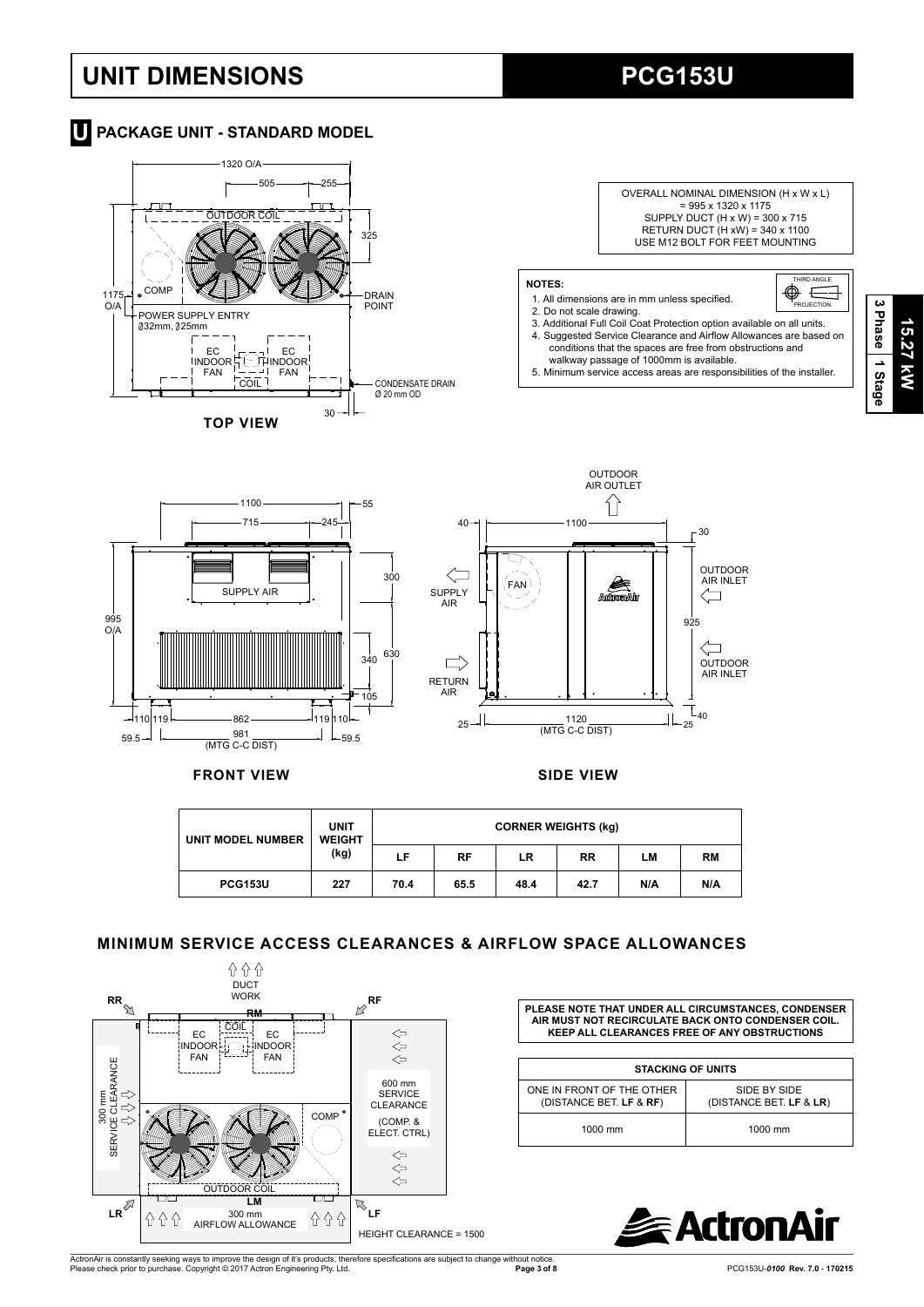# UNIT DIMENSIONS

# PCG153U

## U PACKAGE UNIT - STANDARD MODEL

OVERALL NOMINAL DIMENSION (H x W x L) = 995 x 1320 x 1175
SUPPLY DUCT (H x W) = 300 x 715
RETURN DUCT (H xW) = 340 x 1100
USE M12 BOLT FOR FEET MOUNTING

**NOTES:**

1. All dimensions are in mm unless specified.
2. Do not scale drawing.
3. Additional Full Coil Coat Protection option available on all units.
4. Suggested Service Clearance and Airflow Allowances are based on conditions that the spaces are free from obstructions and walkway passage of 1000mm is available.
5. Minimum service access areas are responsibilities of the installer.

**3 Phase | 1 Stage** — **15.27 kW**

**TOP VIEW**

**FRONT VIEW**

**SIDE VIEW**

| UNIT MODEL NUMBER | UNIT WEIGHT (kg) | CORNER WEIGHTS (kg) | | | | | |
|---|---|---|---|---|---|---|---|
| | | LF | RF | LR | RR | LM | RM |
| PCG153U | 227 | 70.4 | 65.5 | 48.4 | 42.7 | N/A | N/A |

## MINIMUM SERVICE ACCESS CLEARANCES & AIRFLOW SPACE ALLOWANCES

**PLEASE NOTE THAT UNDER ALL CIRCUMSTANCES, CONDENSER AIR MUST NOT RECIRCULATE BACK ONTO CONDENSER COIL. KEEP ALL CLEARANCES FREE OF ANY OBSTRUCTIONS**

| STACKING OF UNITS | |
|---|---|
| ONE IN FRONT OF THE OTHER (DISTANCE BET. **LF** & **RF**) | SIDE BY SIDE (DISTANCE BET. **LF** & **LR**) |
| 1000 mm | 1000 mm |

300 mm SERVICE CLEARANCE
600 mm SERVICE CLEARANCE (COMP. & ELECT. CTRL)
300 mm AIRFLOW ALLOWANCE
HEIGHT CLEARANCE = 1500

ActronAir is constantly seeking ways to improve the design of it's products, therefore specifications are subject to change without notice.
Please check prior to purchase. Copyright © 2017 Actron Engineering Pty. Ltd.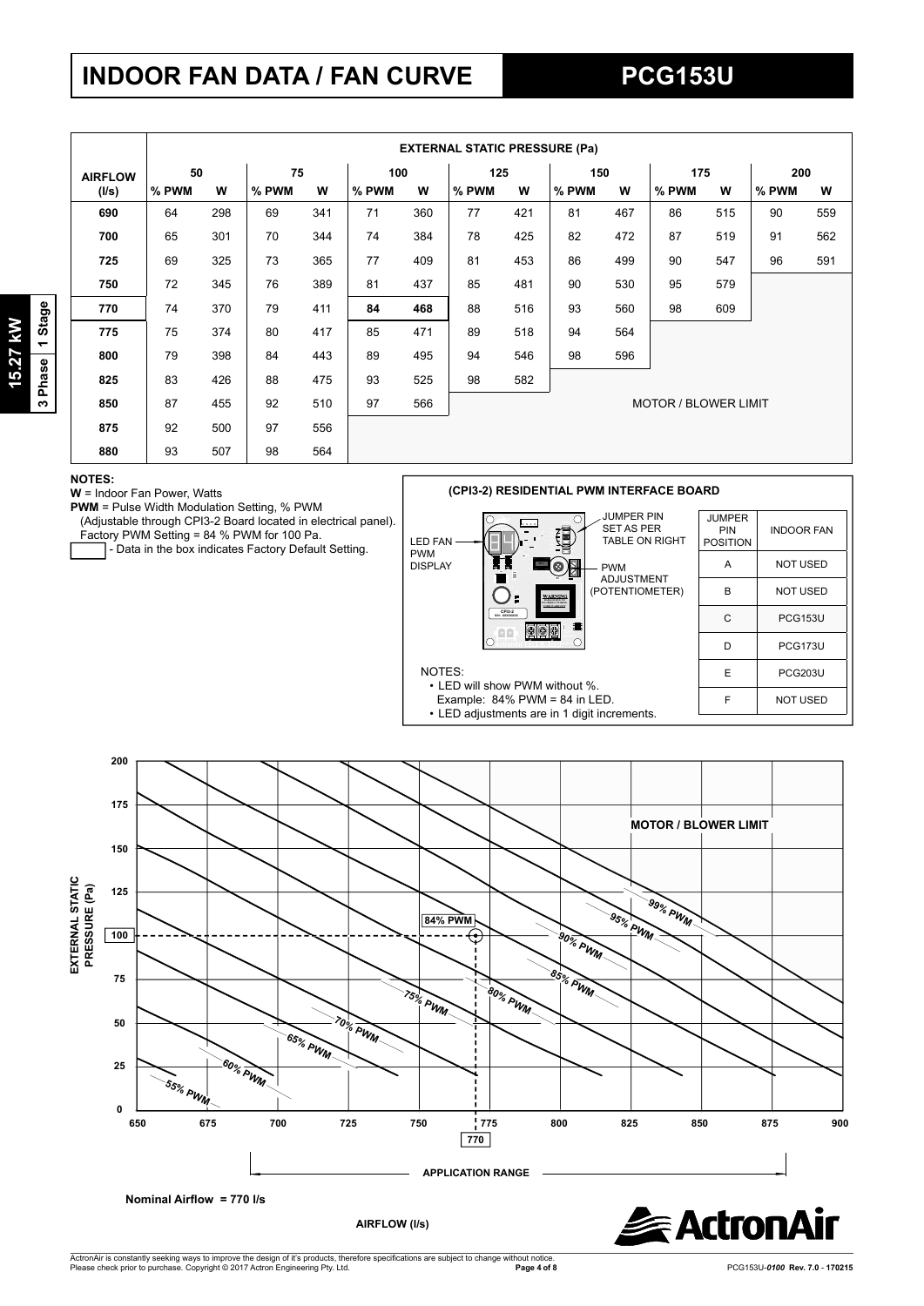# INDOOR FAN DATA / FAN CURVE

## PCG153U

15.27 kW | 3 Phase | 1 Stage

| AIRFLOW (l/s) | EXTERNAL STATIC PRESSURE (Pa) | | | | | | | | | | | | | |
|---|---|---|---|---|---|---|---|---|---|---|---|---|---|---|
| | 50 | | 75 | | 100 | | 125 | | 150 | | 175 | | 200 | |
| | % PWM | W | % PWM | W | % PWM | W | % PWM | W | % PWM | W | % PWM | W | % PWM | W |
| 690 | 64 | 298 | 69 | 341 | 71 | 360 | 77 | 421 | 81 | 467 | 86 | 515 | 90 | 559 |
| 700 | 65 | 301 | 70 | 344 | 74 | 384 | 78 | 425 | 82 | 472 | 87 | 519 | 91 | 562 |
| 725 | 69 | 325 | 73 | 365 | 77 | 409 | 81 | 453 | 86 | 499 | 90 | 547 | 96 | 591 |
| 750 | 72 | 345 | 76 | 389 | 81 | 437 | 85 | 481 | 90 | 530 | 95 | 579 | | |
| 770 | 74 | 370 | 79 | 411 | **84** | **468** | 88 | 516 | 93 | 560 | 98 | 609 | | |
| 775 | 75 | 374 | 80 | 417 | 85 | 471 | 89 | 518 | 94 | 564 | | | | |
| 800 | 79 | 398 | 84 | 443 | 89 | 495 | 94 | 546 | 98 | 596 | | | | |
| 825 | 83 | 426 | 88 | 475 | 93 | 525 | 98 | 582 | | | | | | |
| 850 | 87 | 455 | 92 | 510 | 97 | 566 | MOTOR / BLOWER LIMIT | | | | | | | |
| 875 | 92 | 500 | 97 | 556 | | | | | | | | | | |
| 880 | 93 | 507 | 98 | 564 | | | | | | | | | | |

**NOTES:**

**W** = Indoor Fan Power, Watts

**PWM** = Pulse Width Modulation Setting, % PWM
(Adjustable through CPI3-2 Board located in electrical panel).
Factory PWM Setting = 84 % PWM for 100 Pa.

[ ] - Data in the box indicates Factory Default Setting.

### (CPI3-2) RESIDENTIAL PWM INTERFACE BOARD

LED FAN PWM DISPLAY — JUMPER PIN SET AS PER TABLE ON RIGHT — PWM ADJUSTMENT (POTENTIOMETER)

| JUMPER PIN POSITION | INDOOR FAN |
|---|---|
| A | NOT USED |
| B | NOT USED |
| C | PCG153U |
| D | PCG173U |
| E | PCG203U |
| F | NOT USED |

NOTES:
- LED will show PWM without %.
  Example: 84% PWM = 84 in LED.
- LED adjustments are in 1 digit increments.

EXTERNAL STATIC PRESSURE (Pa) vs AIRFLOW (l/s) — curves: 55% PWM, 60% PWM, 65% PWM, 70% PWM, 75% PWM, 80% PWM, 84% PWM, 85% PWM, 90% PWM, 95% PWM, 99% PWM; MOTOR / BLOWER LIMIT; operating point 100 Pa at 770 l/s; APPLICATION RANGE

**Nominal Airflow = 770 l/s**

**AIRFLOW (l/s)**

ActronAir is constantly seeking ways to improve the design of it's products, therefore specifications are subject to change without notice.
Please check prior to purchase. Copyright © 2017 Actron Engineering Pty. Ltd.

PCG153U-0100 Rev. 7.0 - 170215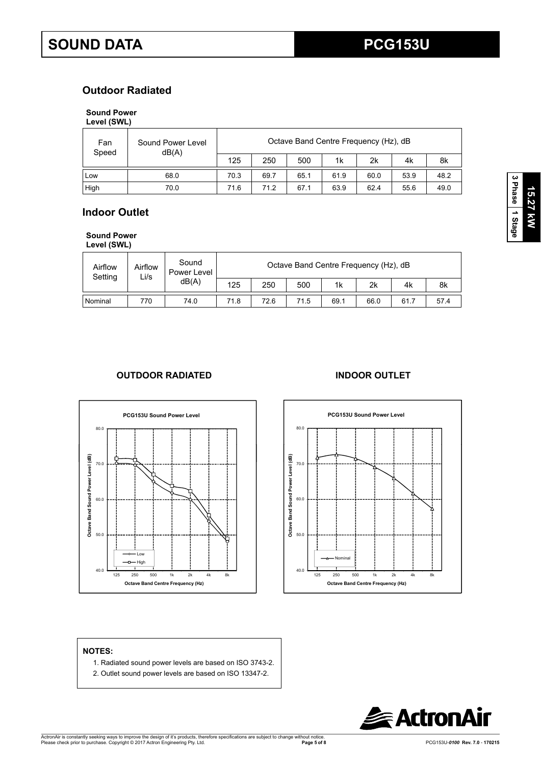# SOUND DATA

# PCG153U

## Outdoor Radiated

**Sound Power Level (SWL)**

| Fan Speed | Sound Power Level dB(A) | Octave Band Centre Frequency (Hz), dB | | | | | | |
|---|---|---|---|---|---|---|---|---|
| | | 125 | 250 | 500 | 1k | 2k | 4k | 8k |
| Low | 68.0 | 70.3 | 69.7 | 65.1 | 61.9 | 60.0 | 53.9 | 48.2 |
| High | 70.0 | 71.6 | 71.2 | 67.1 | 63.9 | 62.4 | 55.6 | 49.0 |

## Indoor Outlet

**Sound Power Level (SWL)**

| Airflow Setting | Airflow Li/s | Sound Power Level dB(A) | Octave Band Centre Frequency (Hz), dB | | | | | | |
|---|---|---|---|---|---|---|---|---|---|
| | | | 125 | 250 | 500 | 1k | 2k | 4k | 8k |
| Nominal | 770 | 74.0 | 71.8 | 72.6 | 71.5 | 69.1 | 66.0 | 61.7 | 57.4 |

**OUTDOOR RADIATED**

**INDOOR OUTLET**

**NOTES:**

1. Radiated sound power levels are based on ISO 3743-2.
2. Outlet sound power levels are based on ISO 13347-2.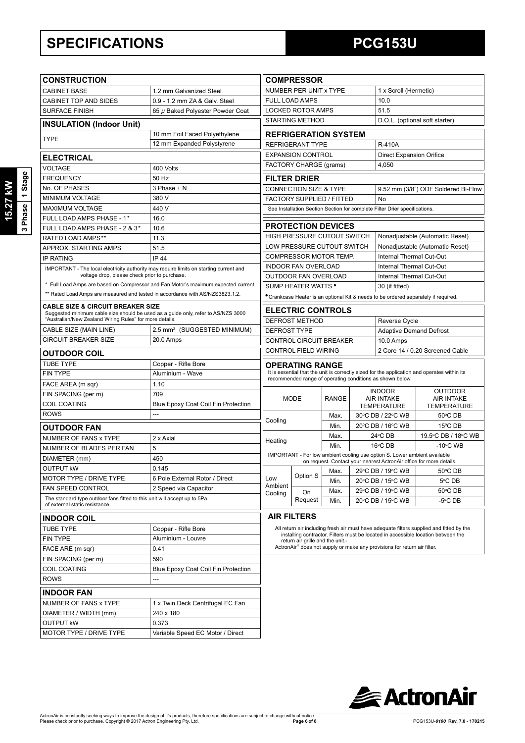# SPECIFICATIONS

# PCG153U

15.27 kW
3 Phase 1 Stage

## CONSTRUCTION

| CONSTRUCTION | |
|---|---|
| CABINET BASE | 1.2 mm Galvanized Steel |
| CABINET TOP AND SIDES | 0.9 - 1.2 mm ZA & Galv. Steel |
| SURFACE FINISH | 65 $\mu$ Baked Polyester Powder Coat |

## INSULATION (Indoor Unit)

| INSULATION (Indoor Unit) | |
|---|---|
| TYPE | 10 mm Foil Faced Polyethylene |
| | 12 mm Expanded Polystyrene |

## ELECTRICAL

| ELECTRICAL | |
|---|---|
| VOLTAGE | 400 Volts |
| FREQUENCY | 50 Hz |
| No. OF PHASES | 3 Phase + N |
| MINIMUM VOLTAGE | 380 V |
| MAXIMUM VOLTAGE | 440 V |
| FULL LOAD AMPS PHASE - 1* | 16.0 |
| FULL LOAD AMPS PHASE - 2 & 3* | 10.6 |
| RATED LOAD AMPS** | 11.3 |
| APPROX. STARTING AMPS | 51.5 |
| IP RATING | IP 44 |

IMPORTANT - The local electricity authority may require limits on starting current and voltage drop, please check prior to purchase.

\* Full Load Amps are based on Compressor and Fan Motor's maximum expected current.

\*\* Rated Load Amps are measured and tested in accordance with AS/NZS3823.1.2.

**CABLE SIZE & CIRCUIT BREAKER SIZE**
Suggested minimum cable size should be used as a guide only, refer to AS/NZS 3000 "Australian/New Zealand Wiring Rules" for more details.

| | |
|---|---|
| CABLE SIZE (MAIN LINE) | 2.5 mm² (SUGGESTED MINIMUM) |
| CIRCUIT BREAKER SIZE | 20.0 Amps |

## OUTDOOR COIL

| OUTDOOR COIL | |
|---|---|
| TUBE TYPE | Copper - Rifle Bore |
| FIN TYPE | Aluminium - Wave |
| FACE AREA (m sqr) | 1.10 |
| FIN SPACING (per m) | 709 |
| COIL COATING | Blue Epoxy Coat Coil Fin Protection |
| ROWS | --- |

## OUTDOOR FAN

| OUTDOOR FAN | |
|---|---|
| NUMBER OF FANS x TYPE | 2 x Axial |
| NUMBER OF BLADES PER FAN | 5 |
| DIAMETER (mm) | 450 |
| OUTPUT kW | 0.145 |
| MOTOR TYPE / DRIVE TYPE | 6 Pole External Rotor / Direct |
| FAN SPEED CONTROL | 2 Speed via Capacitor |

The standard type outdoor fans fitted to this unit will accept up to 5Pa of external static resistance.

## INDOOR COIL

| INDOOR COIL | |
|---|---|
| TUBE TYPE | Copper - Rifle Bore |
| FIN TYPE | Aluminium - Louvre |
| FACE ARE (m sqr) | 0.41 |
| FIN SPACING (per m) | 590 |
| COIL COATING | Blue Epoxy Coat Coil Fin Protection |
| ROWS | --- |

## INDOOR FAN

| INDOOR FAN | |
|---|---|
| NUMBER OF FANS x TYPE | 1 x Twin Deck Centrifugal EC Fan |
| DIAMETER / WIDTH (mm) | 240 x 180 |
| OUTPUT kW | 0.373 |
| MOTOR TYPE / DRIVE TYPE | Variable Speed EC Motor / Direct |

## COMPRESSOR

| COMPRESSOR | |
|---|---|
| NUMBER PER UNIT x TYPE | 1 x Scroll (Hermetic) |
| FULL LOAD AMPS | 10.0 |
| LOCKED ROTOR AMPS | 51.5 |
| STARTING METHOD | D.O.L. (optional soft starter) |

## REFRIGERATION SYSTEM

| REFRIGERATION SYSTEM | |
|---|---|
| REFRIGERANT TYPE | R-410A |
| EXPANSION CONTROL | Direct Expansion Orifice |
| FACTORY CHARGE (grams) | 4,050 |

## FILTER DRIER

| FILTER DRIER | |
|---|---|
| CONNECTION SIZE & TYPE | 9.52 mm (3/8") ODF Soldered Bi-Flow |
| FACTORY SUPPLIED / FITTED | No |

See Installation Section Section for complete Filter Drier specifications.

## PROTECTION DEVICES

| PROTECTION DEVICES | |
|---|---|
| HIGH PRESSURE CUTOUT SWITCH | Nonadjustable (Automatic Reset) |
| LOW PRESSURE CUTOUT SWITCH | Nonadjustable (Automatic Reset) |
| COMPRESSOR MOTOR TEMP. | Internal Thermal Cut-Out |
| INDOOR FAN OVERLOAD | Internal Thermal Cut-Out |
| OUTDOOR FAN OVERLOAD | Internal Thermal Cut-Out |
| SUMP HEATER WATTS ◆ | 30 (if fitted) |

◆Crankcase Heater is an optional Kit & needs to be ordered separately if required.

## ELECTRIC CONTROLS

| ELECTRIC CONTROLS | |
|---|---|
| DEFROST METHOD | Reverse Cycle |
| DEFROST TYPE | Adaptive Demand Defrost |
| CONTROL CIRCUIT BREAKER | 10.0 Amps |
| CONTROL FIELD WIRING | 2 Core 14 / 0.20 Screened Cable |

## OPERATING RANGE

It is essential that the unit is correctly sized for the application and operates within its recommended range of operating conditions as shown below.

| MODE | | RANGE | INDOOR AIR INTAKE TEMPERATURE | OUTDOOR AIR INTAKE TEMPERATURE |
|---|---|---|---|---|
| Cooling | | Max. | 30°C DB / 22°C WB | 50°C DB |
| | | Min. | 20°C DB / 16°C WB | 15°C DB |
| Heating | | Max. | 24°C DB | 19.5°C DB / 18°C WB |
| | | Min. | 16°C DB | -10°C WB |

IMPORTANT - For low ambient cooling use option S. Lower ambient available on request. Contact your nearest ActronAir office for more details.

| MODE | | RANGE | INDOOR AIR INTAKE TEMPERATURE | OUTDOOR AIR INTAKE TEMPERATURE |
|---|---|---|---|---|
| Low Ambient Cooling | Option S | Max. | 29°C DB / 19°C WB | 50°C DB |
| | | Min. | 20°C DB / 15°C WB | 5°C DB |
| | On Request | Max. | 29°C DB / 19°C WB | 50°C DB |
| | | Min. | 20°C DB / 15°C WB | -5°C DB |

## AIR FILTERS

All return air including fresh air must have adequate filters supplied and fitted by the installing contractor. Filters must be located in accessible location between the return air grille and the unit.-
ActronAir® does not supply or make any provisions for return air filter.

ActronAir is constantly seeking ways to improve the design of it's products, therefore specifications are subject to change without notice.
Please check prior to purchase. Copyright © 2017 Actron Engineering Pty. Ltd.

PCG153U-*0100* Rev. 7.0 - 170215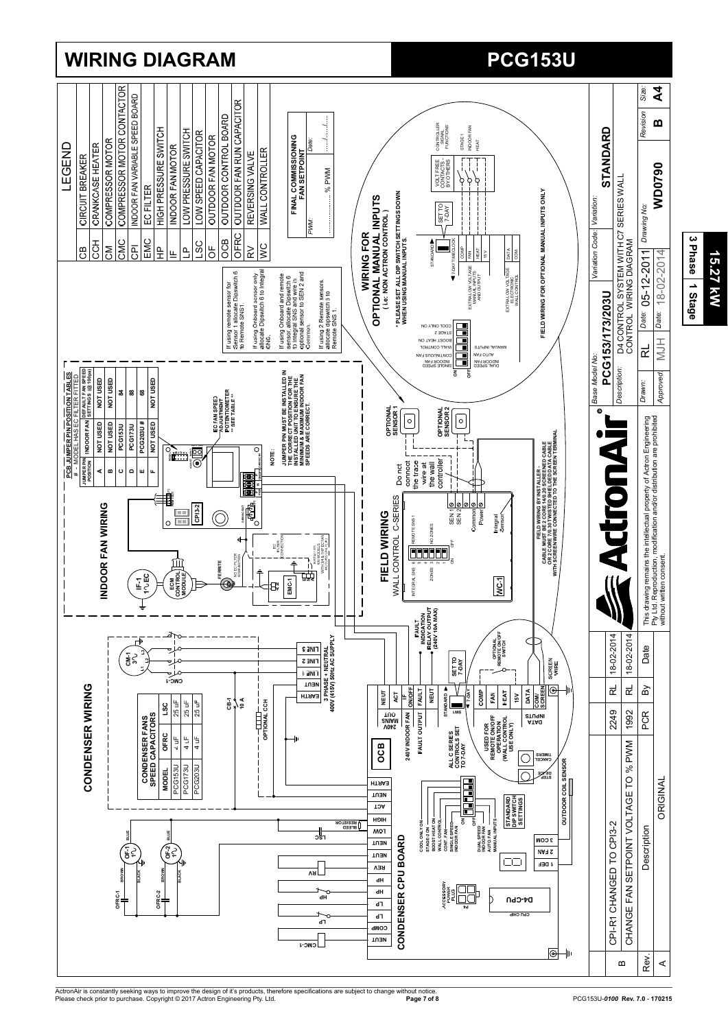# WIRING DIAGRAM

# PCG153U

## LEGEND

| | |
|---|---|
| CB | CIRCUIT BREAKER |
| CCH | CRANKCASE HEATER |
| CM | COMPRESSOR MOTOR |
| CMC | COMPRESSOR MOTOR CONTACTOR |
| CPI | INDOOR FAN VARIABLE SPEED BOARD |
| EMC | EC FILTER |
| HP | HIGH PRESSURE SWITCH |
| IF | INDOOR FAN MOTOR |
| LP | LOW PRESSURE SWITCH |
| LSC | LOW SPEED CAPACITOR |
| OF | OUTDOOR FAN MOTOR |
| OCB | OUTDOOR CONTROL BOARD |
| OFRC | OUTDOOR FAN RUN CAPACITOR |
| RV | REVERSING VALVE |
| WC | WALL CONTROLLER |

**FINAL COMMISSIONING FAN SETPOINT**

PWM: ............... % PWM    Date: ...../...../.....

## CONDENSER WIRING

**CONDENSER FANS SPEED CAPACITORS**

| MODEL | OFRC | LSC |
|---|---|---|
| PCG153U | 4 uF | 25 uF |
| PCG173U | 4 uF | 25 uF |
| PCG203U | 4 uF | 25 uF |

CB-1 10 A

OPTIONAL CCH

3 PHASE + NEUTRAL 400V (415V) 50Hz AC SUPPLY

EARTH, NEUT, LINE 1, LINE 2, LINE 3

CM-1 3~, CMC-1

OFRC-1, OF-1 1~, OFRC-2, OF-2 1~ (BROWN, BLACK, BLUE)

BLEED RESISTOR, LSC, RV, HP, LP

## CONDENSER CPU BOARD

NEUT, COMP, LP, LP, HP, HP, REV, NEUT, NEUT, LOW, HIGH, ACT, NEUT, EARTH

ACCESSORY POWER PLUG

D4-CPU, CPU CHIP

1 DEF, 2 FAN, 3 COM

COOL ONLY ON, STAGE-2 ON, BOOST HEAT ON, WALL CONTROL, CONT. FAN, SINGLE SPEED INDOOR FAN, DUAL SPEED INDOOR FAN, AUTO FAN, MANUAL INPUTS

STANDARD DIP SWITCH SETTINGS

STEP DEICE, CANCEL TIMERS

OUTDOOR COIL SENSOR

OCB

240V MAINS OUT: NEUT, ACT — 240V INDOOR FAN

FAULT OUTPUT: IF ON/OFF, FAULT, NEUT

ALL C SERIES CONTROLS SET TO 7-DAY

USED FOR REMOTE ON/OFF OPERATION (WALL CONTROL USE ONLY)

SW1: STANDARD / 7-DAY

DATA INPUTS: COMP, FAN, HEAT, 15V, DATA, COM/SCREEN

SET TO 7-DAY

FAULT INDICATION RELAY OUTPUT (240V 10A MAX)

OPTIONAL REMOTE ON/OFF SWITCH

SCREEN WIRE

## INDOOR FAN WIRING

IF-1 1~EC

ECM CONTROL MODULE

FERRITE

EMC-1

CPI3-2

EC FAN SPEED ADJUSTMENT POTENTIOMETER ** SEE TABLE **

**PCB JUMPER PIN POSITION TABLES**

# = MODEL HAS EC FILTER FITTED

| JUMPER PIN POSITION | INDOOR FAN | DEFAULT FAN SPEED SETTINGS (@ 10Pa) |
|---|---|---|
| A | NOT USED | NOT USED |
| B | NOT USED | NOT USED |
| C | PCG153U | 84 |
| D | PCG173U | 88 |
| E | PCG203U # | 68 |
| F | NOT USED | NOT USED |

**NOTE:**

**JUMPER PIN MUST BE INSTALLED IN THE CORRECT POSITION FOR THE INSTALLED UNIT TO ENSURE THE MINIMUM & MAXIMUM INDOOR FAN SPEEDS ARE CORRECT.**

## FIELD WIRING

WALL CONTROL C-SERIES

WC-1

INTEGRAL SNS, REMOTE SNS 1, ZONES, NO ZONES

SEN 1, SEN 2, Common, Power, Integral Sensor

Do not connect the trace wire at the wall controller

OPTIONAL SENSOR 1

OPTIONAL SENSOR 2

If using remote sensor for Sensor 1 allocate Dipswitch 6 to Remote SNS1.

If using Onboard sensor only allocate Dipswitch 6 to Integral SNS.

If using Onboard and remote sensor allocate Dipswitch 6 to Integral SNS and wire in optional sensor to SEN 2 and Common.

If using 2 Remote sensors allocate dipswitch 5 to Remote SNS 1.

**FIELD WIRING BY INSTALLER. CABLE MUST BE 2 CORE 14/0.20 SCREENED CABLE OR 2 CORE 7/0.30 TWISTED SHIELDED DATA CABLE WITH SCREEN WIRE CONNECTED TO THE SCREEN TERMINAL**

## WIRING FOR OPTIONAL MANUAL INPUTS

**( i.e: NON ACTRON CONTROL )**

*** PLEASE SET ALL DIP SWITCH SETTINGS DOWN WHEN USING MANUAL INPUTS.**

COOL ONLY ON, STAGE 2, BOOST HEAT ON, WALL CONTROL, CONTINUOUS FAN, AUTO FAN, SINGLE SPEED INDOOR FAN, DUAL SPEED INDOOR FAN, MANUAL INPUTS

STANDARD / 7-DAY TIMEBLOCK — SET TO 7-DAY

COMP, FAN, HEAT, 15V, DATA, COM

EXTRA LOW VOLTAGE MANUAL INPUTS AND OUTPUT

EXTRA LOW VOLTAGE ELECTRONIC WALL CONTROL

VOLT FREE CONTACTS BY OTHERS

CONTROLLER SIGNAL FUNCTIONS: STAGE 1, INDOOR FAN, HEAT

**FIELD WIRING FOR OPTIONAL MANUAL INPUTS ONLY**

| Base Model No: | Variation Code: | Variation: |
|---|---|---|
| PCG153/173/203U | | STANDARD |

Description: D4 CONTROL SYSTEM WITH C7 SERIES WALL CONTROL WIRING DIAGRAM

| Drawn: | RL | Date: | 05-12-2011 | Drawing No: | Revision | Size: |
|---|---|---|---|---|---|---|
| Approved | MJH | Date: | 18-02-2014 | WD0790 | B | A4 |

This drawing remains the intellectual property of Actron Engineering Pty Ltd. Reproduction, modification and/or distribution are prohibited without written consent.

| Rev. | Description | PCR | By | Date |
|---|---|---|---|---|
| B | CPI-R1 CHANGED TO CPI3-2 | 2249 | RL | 18-02-2014 |
| | CHANGE FAN SETPOINT VOLTAGE TO % PWM | 1992 | RL | 18-02-2014 |
| A | ORIGINAL | | | |

15.27 kW

3 Phase 1 Stage

ActronAir is constantly seeking ways to improve the design of it's products, therefore specifications are subject to change without notice.
Please check prior to purchase. Copyright © 2017 Actron Engineering Pty. Ltd.

PCG153U-*0100* Rev. 7.0 - 170215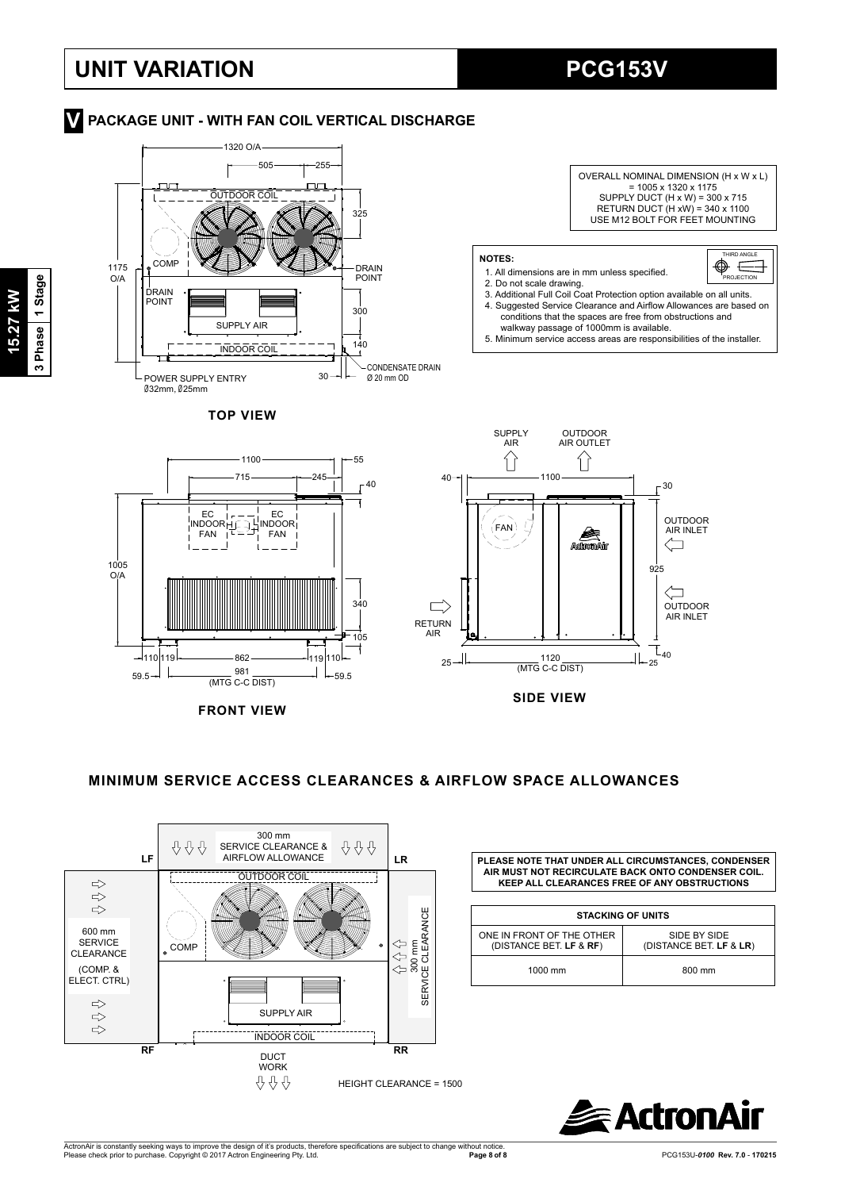# UNIT VARIATION

# PCG153V

## V PACKAGE UNIT - WITH FAN COIL VERTICAL DISCHARGE

OVERALL NOMINAL DIMENSION (H x W x L) = 1005 x 1320 x 1175
SUPPLY DUCT (H x W) = 300 x 715
RETURN DUCT (H xW) = 340 x 1100
USE M12 BOLT FOR FEET MOUNTING

**NOTES:**

1. All dimensions are in mm unless specified.
2. Do not scale drawing.
3. Additional Full Coil Coat Protection option available on all units.
4. Suggested Service Clearance and Airflow Allowances are based on conditions that the spaces are free from obstructions and walkway passage of 1000mm is available.
5. Minimum service access areas are responsibilities of the installer.

THIRD ANGLE PROJECTION

1320 O/A
505
255
OUTDOOR COIL
325
1175 O/A
COMP
DRAIN POINT
DRAIN POINT
300
SUPPLY AIR
INDOOR COIL
140
30
CONDENSATE DRAIN Ø 20 mm OD
POWER SUPPLY ENTRY Ø32mm, Ø25mm

**TOP VIEW**

1100
55
715
245
40
EC INDOOR FAN
EC INDOOR FAN
1005 O/A
340
105
110 119 862 119 110
59.5 981 (MTG C-C DIST) 59.5

**FRONT VIEW**

SUPPLY AIR
OUTDOOR AIR OUTLET
40
1100
30
FAN
OUTDOOR AIR INLET
925
OUTDOOR AIR INLET
RETURN AIR
40
25
1120 (MTG C-C DIST)
25

**SIDE VIEW**

## MINIMUM SERVICE ACCESS CLEARANCES & AIRFLOW SPACE ALLOWANCES

LF
300 mm SERVICE CLEARANCE & AIRFLOW ALLOWANCE
LR
OUTDOOR COIL
600 mm SERVICE CLEARANCE (COMP. & ELECT. CTRL)
COMP
300 mm SERVICE CLEARANCE
SUPPLY AIR
INDOOR COIL
RF
RR
DUCT WORK
HEIGHT CLEARANCE = 1500

**PLEASE NOTE THAT UNDER ALL CIRCUMSTANCES, CONDENSER AIR MUST NOT RECIRCULATE BACK ONTO CONDENSER COIL. KEEP ALL CLEARANCES FREE OF ANY OBSTRUCTIONS**

| STACKING OF UNITS | |
|---|---|
| ONE IN FRONT OF THE OTHER (DISTANCE BET. **LF** & **RF**) | SIDE BY SIDE (DISTANCE BET. **LF** & **LR**) |
| 1000 mm | 800 mm |

15.27 kW | 3 Phase | 1 Stage

ActronAir is constantly seeking ways to improve the design of it's products, therefore specifications are subject to change without notice.
Please check prior to purchase. Copyright © 2017 Actron Engineering Pty. Ltd.

PCG153U-*0100* Rev. 7.0 - 170215